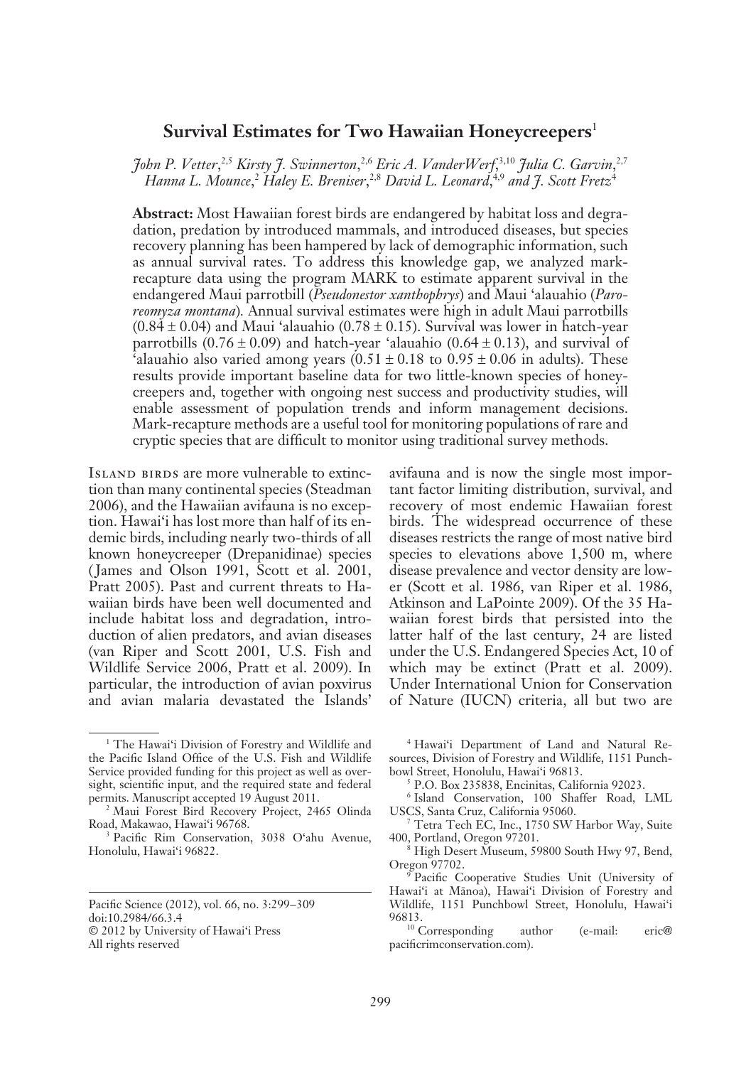# Survival Estimates for Two Hawaiian Honeycreepers[1]

*John P. Vetter*,[2,5] *Kirsty J. Swinnerton*,[2,6] *Eric A. VanderWerf*,[3,10] *Julia C. Garvin*,[2,7] *Hanna L. Mounce*,[2] *Haley E. Breniser*,[2,8] *David L. Leonard*,[4,9] *and J. Scott Fretz*[4]

**Abstract:** Most Hawaiian forest birds are endangered by habitat loss and degradation, predation by introduced mammals, and introduced diseases, but species recovery planning has been hampered by lack of demographic information, such as annual survival rates. To address this knowledge gap, we analyzed mark-recapture data using the program MARK to estimate apparent survival in the endangered Maui parrotbill (*Pseudonestor xanthophrys*) and Maui ʻalauahio (*Paroreomyza montana*). Annual survival estimates were high in adult Maui parrotbills ($0.84 \pm 0.04$) and Maui ʻalauahio ($0.78 \pm 0.15$). Survival was lower in hatch-year parrotbills ($0.76 \pm 0.09$) and hatch-year ʻalauahio ($0.64 \pm 0.13$), and survival of ʻalauahio also varied among years ($0.51 \pm 0.18$ to $0.95 \pm 0.06$ in adults). These results provide important baseline data for two little-known species of honeycreepers and, together with ongoing nest success and productivity studies, will enable assessment of population trends and inform management decisions. Mark-recapture methods are a useful tool for monitoring populations of rare and cryptic species that are difficult to monitor using traditional survey methods.

Island birds are more vulnerable to extinction than many continental species (Steadman 2006), and the Hawaiian avifauna is no exception. Hawaiʻi has lost more than half of its endemic birds, including nearly two-thirds of all known honeycreeper (Drepanidinae) species (James and Olson 1991, Scott et al. 2001, Pratt 2005). Past and current threats to Hawaiian birds have been well documented and include habitat loss and degradation, introduction of alien predators, and avian diseases (van Riper and Scott 2001, U.S. Fish and Wildlife Service 2006, Pratt et al. 2009). In particular, the introduction of avian poxvirus and avian malaria devastated the Islands' avifauna and is now the single most important factor limiting distribution, survival, and recovery of most endemic Hawaiian forest birds. The widespread occurrence of these diseases restricts the range of most native bird species to elevations above 1,500 m, where disease prevalence and vector density are lower (Scott et al. 1986, van Riper et al. 1986, Atkinson and LaPointe 2009). Of the 35 Hawaiian forest birds that persisted into the latter half of the last century, 24 are listed under the U.S. Endangered Species Act, 10 of which may be extinct (Pratt et al. 2009). Under International Union for Conservation of Nature (IUCN) criteria, all but two are

---

[1] The Hawaiʻi Division of Forestry and Wildlife and the Pacific Island Office of the U.S. Fish and Wildlife Service provided funding for this project as well as oversight, scientific input, and the required state and federal permits. Manuscript accepted 19 August 2011.

[2] Maui Forest Bird Recovery Project, 2465 Olinda Road, Makawao, Hawaiʻi 96768.

[3] Pacific Rim Conservation, 3038 Oʻahu Avenue, Honolulu, Hawaiʻi 96822.

[4] Hawaiʻi Department of Land and Natural Resources, Division of Forestry and Wildlife, 1151 Punchbowl Street, Honolulu, Hawaiʻi 96813.

[5] P.O. Box 235838, Encinitas, California 92023.

[6] Island Conservation, 100 Shaffer Road, LML USCS, Santa Cruz, California 95060.

[7] Tetra Tech EC, Inc., 1750 SW Harbor Way, Suite 400, Portland, Oregon 97201.

[8] High Desert Museum, 59800 South Hwy 97, Bend, Oregon 97702.

[9] Pacific Cooperative Studies Unit (University of Hawaiʻi at Mānoa), Hawaiʻi Division of Forestry and Wildlife, 1151 Punchbowl Street, Honolulu, Hawaiʻi 96813.

[10] Corresponding author (e-mail: eric@pacificrimconservation.com).

Pacific Science (2012), vol. 66, no. 3:299–309
doi:10.2984/66.3.4
© 2012 by University of Hawaiʻi Press
All rights reserved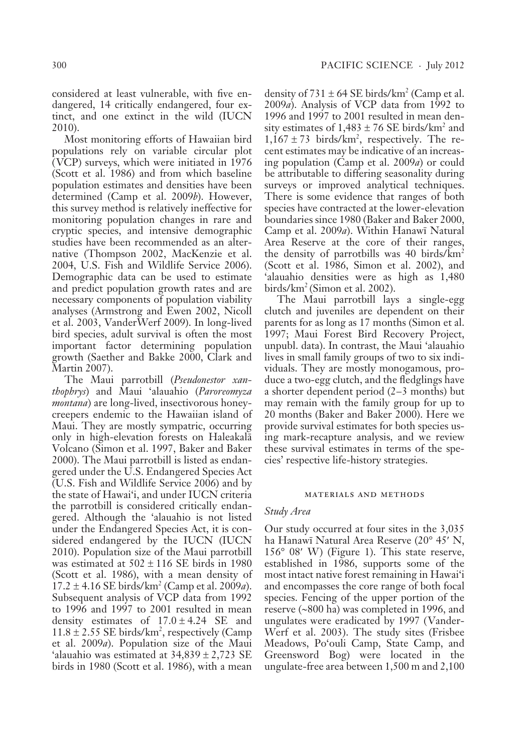considered at least vulnerable, with five endangered, 14 critically endangered, four extinct, and one extinct in the wild (IUCN 2010).

Most monitoring efforts of Hawaiian bird populations rely on variable circular plot (VCP) surveys, which were initiated in 1976 (Scott et al. 1986) and from which baseline population estimates and densities have been determined (Camp et al. 2009*b*). However, this survey method is relatively ineffective for monitoring population changes in rare and cryptic species, and intensive demographic studies have been recommended as an alternative (Thompson 2002, MacKenzie et al. 2004, U.S. Fish and Wildlife Service 2006). Demographic data can be used to estimate and predict population growth rates and are necessary components of population viability analyses (Armstrong and Ewen 2002, Nicoll et al. 2003, VanderWerf 2009). In long-lived bird species, adult survival is often the most important factor determining population growth (Saether and Bakke 2000, Clark and Martin 2007).

The Maui parrotbill (*Pseudonestor xanthophrys*) and Maui ʻalauahio (*Paroreomyza montana*) are long-lived, insectivorous honeycreepers endemic to the Hawaiian island of Maui. They are mostly sympatric, occurring only in high-elevation forests on Haleakalā Volcano (Simon et al. 1997, Baker and Baker 2000). The Maui parrotbill is listed as endangered under the U.S. Endangered Species Act (U.S. Fish and Wildlife Service 2006) and by the state of Hawaiʻi, and under IUCN criteria the parrotbill is considered critically endangered. Although the ʻalauahio is not listed under the Endangered Species Act, it is considered endangered by the IUCN (IUCN 2010). Population size of the Maui parrotbill was estimated at 502 ± 116 SE birds in 1980 (Scott et al. 1986), with a mean density of 17.2 ± 4.16 SE birds/km$^2$ (Camp et al. 2009*a*). Subsequent analysis of VCP data from 1992 to 1996 and 1997 to 2001 resulted in mean density estimates of 17.0 ± 4.24 SE and 11.8 ± 2.55 SE birds/km$^2$, respectively (Camp et al. 2009*a*). Population size of the Maui ʻalauahio was estimated at 34,839 ± 2,723 SE birds in 1980 (Scott et al. 1986), with a mean density of 731 ± 64 SE birds/km$^2$ (Camp et al. 2009*a*). Analysis of VCP data from 1992 to 1996 and 1997 to 2001 resulted in mean density estimates of 1,483 ± 76 SE birds/km$^2$ and 1,167 ± 73 birds/km$^2$, respectively. The recent estimates may be indicative of an increasing population (Camp et al. 2009*a*) or could be attributable to differing seasonality during surveys or improved analytical techniques. There is some evidence that ranges of both species have contracted at the lower-elevation boundaries since 1980 (Baker and Baker 2000, Camp et al. 2009*a*). Within Hanawī Natural Area Reserve at the core of their ranges, the density of parrotbills was 40 birds/km$^2$ (Scott et al. 1986, Simon et al. 2002), and ʻalauahio densities were as high as 1,480 birds/km$^2$ (Simon et al. 2002).

The Maui parrotbill lays a single-egg clutch and juveniles are dependent on their parents for as long as 17 months (Simon et al. 1997; Maui Forest Bird Recovery Project, unpubl. data). In contrast, the Maui ʻalauahio lives in small family groups of two to six individuals. They are mostly monogamous, produce a two-egg clutch, and the fledglings have a shorter dependent period (2–3 months) but may remain with the family group for up to 20 months (Baker and Baker 2000). Here we provide survival estimates for both species using mark-recapture analysis, and we review these survival estimates in terms of the species' respective life-history strategies.

## MATERIALS AND METHODS

### *Study Area*

Our study occurred at four sites in the 3,035 ha Hanawī Natural Area Reserve (20° 45′ N, 156° 08′ W) (Figure 1). This state reserve, established in 1986, supports some of the most intact native forest remaining in Hawaiʻi and encompasses the core range of both focal species. Fencing of the upper portion of the reserve (~800 ha) was completed in 1996, and ungulates were eradicated by 1997 (VanderWerf et al. 2003). The study sites (Frisbee Meadows, Poʻouli Camp, State Camp, and Greensword Bog) were located in the ungulate-free area between 1,500 m and 2,100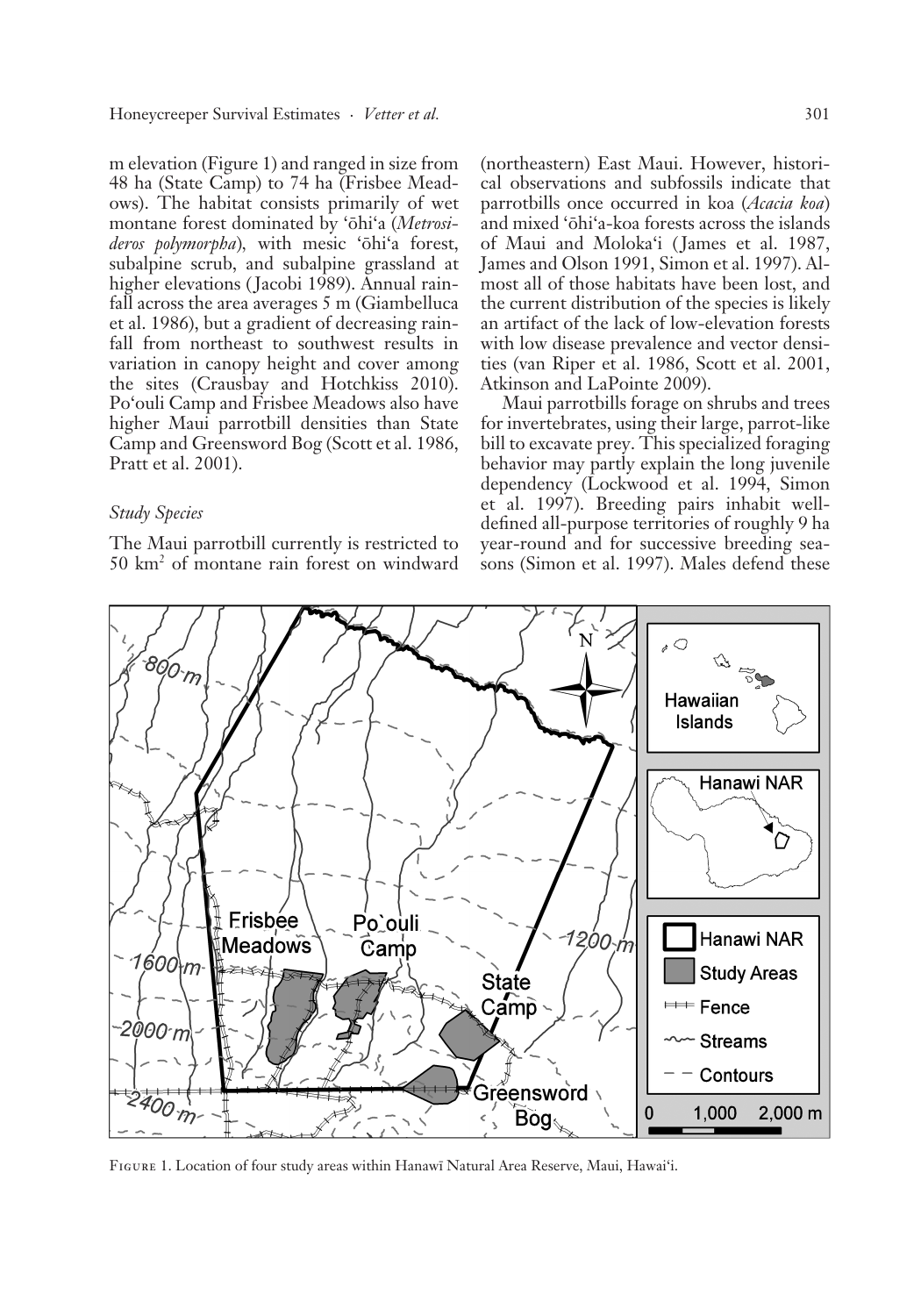m elevation (Figure 1) and ranged in size from 48 ha (State Camp) to 74 ha (Frisbee Meadows). The habitat consists primarily of wet montane forest dominated by ʻōhiʻa (*Metrosideros polymorpha*), with mesic ʻōhiʻa forest, subalpine scrub, and subalpine grassland at higher elevations (Jacobi 1989). Annual rainfall across the area averages 5 m (Giambelluca et al. 1986), but a gradient of decreasing rainfall from northeast to southwest results in variation in canopy height and cover among the sites (Crausbay and Hotchkiss 2010). Poʻouli Camp and Frisbee Meadows also have higher Maui parrotbill densities than State Camp and Greensword Bog (Scott et al. 1986, Pratt et al. 2001).

### *Study Species*

The Maui parrotbill currently is restricted to 50 km$^2$ of montane rain forest on windward (northeastern) East Maui. However, historical observations and subfossils indicate that parrotbills once occurred in koa (*Acacia koa*) and mixed ʻōhiʻa-koa forests across the islands of Maui and Molokaʻi (James et al. 1987, James and Olson 1991, Simon et al. 1997). Almost all of those habitats have been lost, and the current distribution of the species is likely an artifact of the lack of low-elevation forests with low disease prevalence and vector densities (van Riper et al. 1986, Scott et al. 2001, Atkinson and LaPointe 2009).

Maui parrotbills forage on shrubs and trees for invertebrates, using their large, parrot-like bill to excavate prey. This specialized foraging behavior may partly explain the long juvenile dependency (Lockwood et al. 1994, Simon et al. 1997). Breeding pairs inhabit well-defined all-purpose territories of roughly 9 ha year-round and for successive breeding seasons (Simon et al. 1997). Males defend these

Figure 1. Location of four study areas within Hanawī Natural Area Reserve, Maui, Hawaiʻi.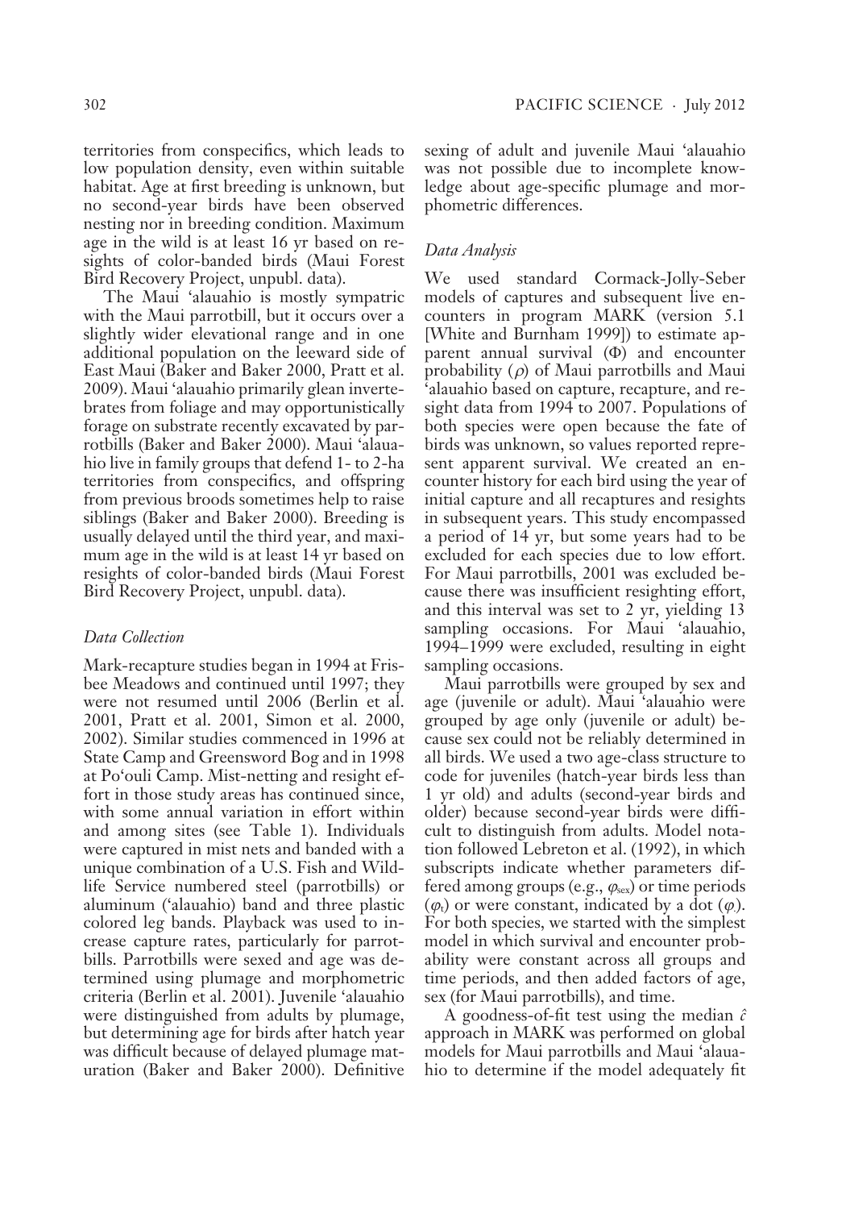territories from conspecifics, which leads to low population density, even within suitable habitat. Age at first breeding is unknown, but no second-year birds have been observed nesting nor in breeding condition. Maximum age in the wild is at least 16 yr based on resights of color-banded birds (Maui Forest Bird Recovery Project, unpubl. data).

The Maui ʻalauahio is mostly sympatric with the Maui parrotbill, but it occurs over a slightly wider elevational range and in one additional population on the leeward side of East Maui (Baker and Baker 2000, Pratt et al. 2009). Maui ʻalauahio primarily glean invertebrates from foliage and may opportunistically forage on substrate recently excavated by parrotbills (Baker and Baker 2000). Maui ʻalauahio live in family groups that defend 1- to 2-ha territories from conspecifics, and offspring from previous broods sometimes help to raise siblings (Baker and Baker 2000). Breeding is usually delayed until the third year, and maximum age in the wild is at least 14 yr based on resights of color-banded birds (Maui Forest Bird Recovery Project, unpubl. data).

### *Data Collection*

Mark-recapture studies began in 1994 at Frisbee Meadows and continued until 1997; they were not resumed until 2006 (Berlin et al. 2001, Pratt et al. 2001, Simon et al. 2000, 2002). Similar studies commenced in 1996 at State Camp and Greensword Bog and in 1998 at Poʻouli Camp. Mist-netting and resight effort in those study areas has continued since, with some annual variation in effort within and among sites (see Table 1). Individuals were captured in mist nets and banded with a unique combination of a U.S. Fish and Wildlife Service numbered steel (parrotbills) or aluminum (ʻalauahio) band and three plastic colored leg bands. Playback was used to increase capture rates, particularly for parrotbills. Parrotbills were sexed and age was determined using plumage and morphometric criteria (Berlin et al. 2001). Juvenile ʻalauahio were distinguished from adults by plumage, but determining age for birds after hatch year was difficult because of delayed plumage maturation (Baker and Baker 2000). Definitive sexing of adult and juvenile Maui ʻalauahio was not possible due to incomplete knowledge about age-specific plumage and morphometric differences.

### *Data Analysis*

We used standard Cormack-Jolly-Seber models of captures and subsequent live encounters in program MARK (version 5.1 [White and Burnham 1999]) to estimate apparent annual survival ($\Phi$) and encounter probability ($\rho$) of Maui parrotbills and Maui ʻalauahio based on capture, recapture, and resight data from 1994 to 2007. Populations of both species were open because the fate of birds was unknown, so values reported represent apparent survival. We created an encounter history for each bird using the year of initial capture and all recaptures and resights in subsequent years. This study encompassed a period of 14 yr, but some years had to be excluded for each species due to low effort. For Maui parrotbills, 2001 was excluded because there was insufficient resighting effort, and this interval was set to 2 yr, yielding 13 sampling occasions. For Maui ʻalauahio, 1994–1999 were excluded, resulting in eight sampling occasions.

Maui parrotbills were grouped by sex and age (juvenile or adult). Maui ʻalauahio were grouped by age only (juvenile or adult) because sex could not be reliably determined in all birds. We used a two age-class structure to code for juveniles (hatch-year birds less than 1 yr old) and adults (second-year birds and older) because second-year birds were difficult to distinguish from adults. Model notation followed Lebreton et al. (1992), in which subscripts indicate whether parameters differed among groups (e.g., $\varphi_{sex}$) or time periods ($\varphi_t$) or were constant, indicated by a dot ($\varphi_.$). For both species, we started with the simplest model in which survival and encounter probability were constant across all groups and time periods, and then added factors of age, sex (for Maui parrotbills), and time.

A goodness-of-fit test using the median $\hat{c}$ approach in MARK was performed on global models for Maui parrotbills and Maui ʻalauahio to determine if the model adequately fit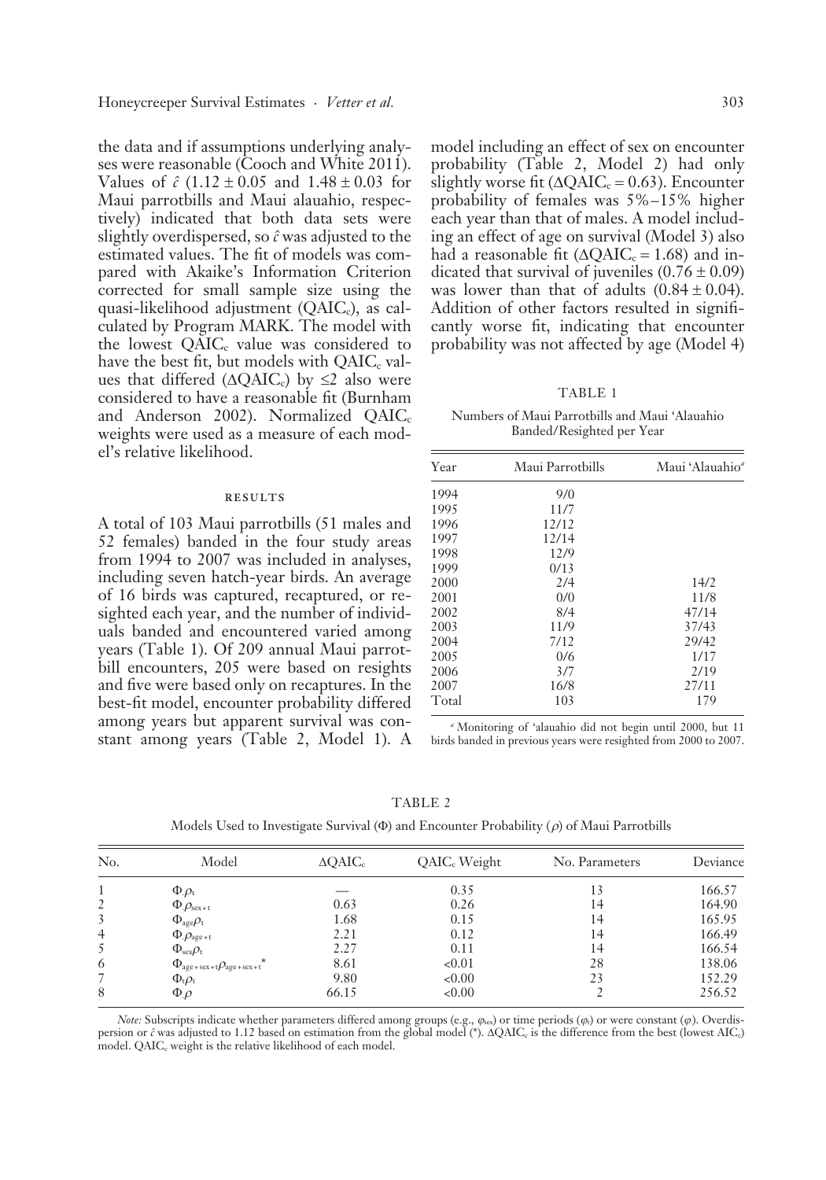the data and if assumptions underlying analyses were reasonable (Cooch and White 2011). Values of $\hat{c}$ ($1.12 \pm 0.05$ and $1.48 \pm 0.03$ for Maui parrotbills and Maui alauahio, respectively) indicated that both data sets were slightly overdispersed, so $\hat{c}$ was adjusted to the estimated values. The fit of models was compared with Akaike's Information Criterion corrected for small sample size using the quasi-likelihood adjustment ($QAIC_c$), as calculated by Program MARK. The model with the lowest $QAIC_c$ value was considered to have the best fit, but models with $QAIC_c$ values that differed ($\Delta QAIC_c$) by $\leq 2$ also were considered to have a reasonable fit (Burnham and Anderson 2002). Normalized $QAIC_c$ weights were used as a measure of each model's relative likelihood.

## RESULTS

A total of 103 Maui parrotbills (51 males and 52 females) banded in the four study areas from 1994 to 2007 was included in analyses, including seven hatch-year birds. An average of 16 birds was captured, recaptured, or resighted each year, and the number of individuals banded and encountered varied among years (Table 1). Of 209 annual Maui parrotbill encounters, 205 were based on resights and five were based only on recaptures. In the best-fit model, encounter probability differed among years but apparent survival was constant among years (Table 2, Model 1). A model including an effect of sex on encounter probability (Table 2, Model 2) had only slightly worse fit ($\Delta QAIC_c = 0.63$). Encounter probability of females was 5%–15% higher each year than that of males. A model including an effect of age on survival (Model 3) also had a reasonable fit ($\Delta QAIC_c = 1.68$) and indicated that survival of juveniles ($0.76 \pm 0.09$) was lower than that of adults ($0.84 \pm 0.04$). Addition of other factors resulted in significantly worse fit, indicating that encounter probability was not affected by age (Model 4)

TABLE 1

Numbers of Maui Parrotbills and Maui 'Alauahio Banded/Resighted per Year

| Year | Maui Parrotbills | Maui 'Alauahio[a] |
|---|---|---|
| 1994 | 9/0 | |
| 1995 | 11/7 | |
| 1996 | 12/12 | |
| 1997 | 12/14 | |
| 1998 | 12/9 | |
| 1999 | 0/13 | |
| 2000 | 2/4 | 14/2 |
| 2001 | 0/0 | 11/8 |
| 2002 | 8/4 | 47/14 |
| 2003 | 11/9 | 37/43 |
| 2004 | 7/12 | 29/42 |
| 2005 | 0/6 | 1/17 |
| 2006 | 3/7 | 2/19 |
| 2007 | 16/8 | 27/11 |
| Total | 103 | 179 |

[a] Monitoring of 'alauahio did not begin until 2000, but 11 birds banded in previous years were resighted from 2000 to 2007.

TABLE 2

Models Used to Investigate Survival ($\Phi$) and Encounter Probability ($\rho$) of Maui Parrotbills

| No. | Model | $\Delta QAIC_c$ | $QAIC_c$ Weight | No. Parameters | Deviance |
|---|---|---|---|---|---|
| 1 | $\Phi_{.}\rho_{t}$ | — | 0.35 | 13 | 166.57 |
| 2 | $\Phi_{.}\rho_{sex+t}$ | 0.63 | 0.26 | 14 | 164.90 |
| 3 | $\Phi_{age}\rho_{t}$ | 1.68 | 0.15 | 14 | 165.95 |
| 4 | $\Phi_{.}\rho_{age+t}$ | 2.21 | 0.12 | 14 | 166.49 |
| 5 | $\Phi_{sex}\rho_{t}$ | 2.27 | 0.11 | 14 | 166.54 |
| 6 | $\Phi_{age+sex+t}\rho_{age+sex+t}{}^{*}$ | 8.61 | <0.01 | 28 | 138.06 |
| 7 | $\Phi_{t}\rho_{t}$ | 9.80 | <0.00 | 23 | 152.29 |
| 8 | $\Phi_{.}\rho$ | 66.15 | <0.00 | 2 | 256.52 |

*Note:* Subscripts indicate whether parameters differed among groups (e.g., $\varphi_{sex}$) or time periods ($\varphi_t$) or were constant ($\varphi_.$). Overdispersion or $\hat{c}$ was adjusted to 1.12 based on estimation from the global model (*). $\Delta QAIC_c$ is the difference from the best (lowest $AIC_c$) model. $QAIC_c$ weight is the relative likelihood of each model.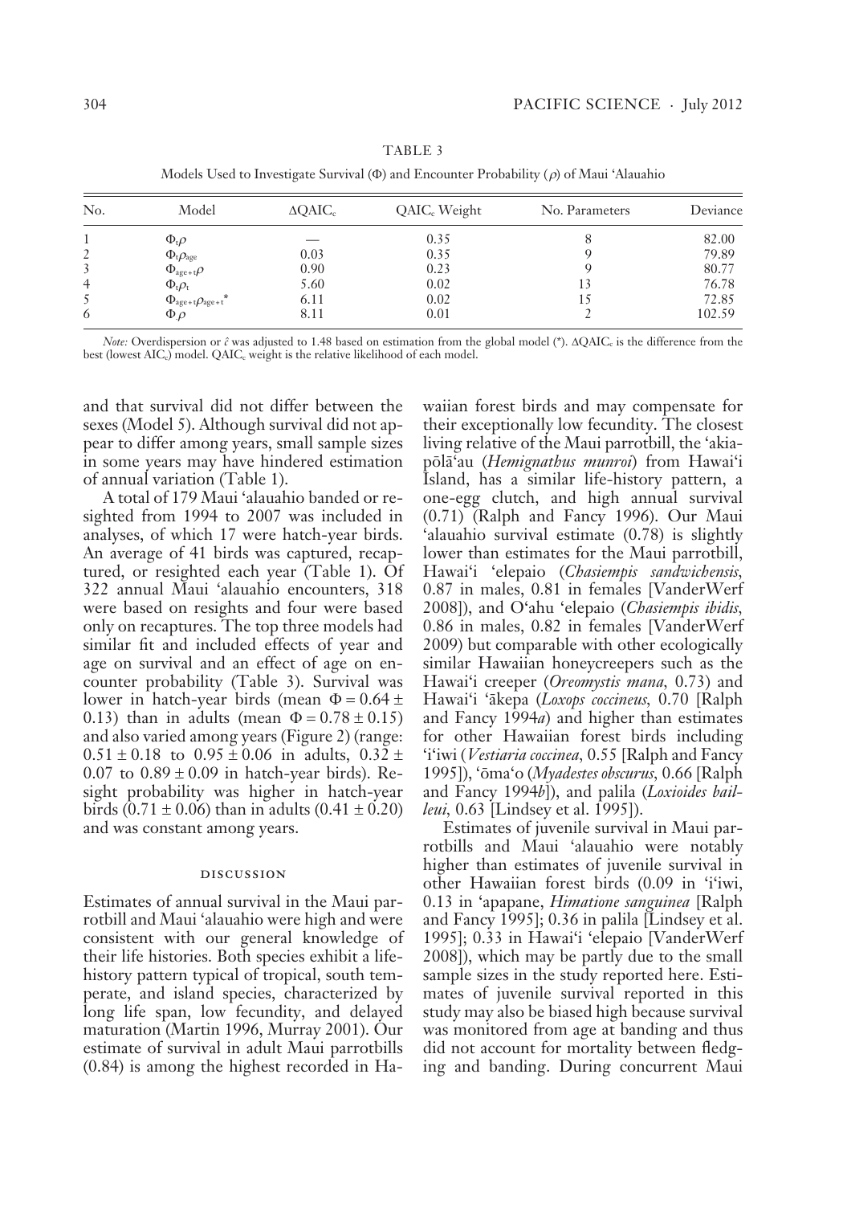TABLE 3

Models Used to Investigate Survival (Φ) and Encounter Probability ($\rho$) of Maui ʻAlauahio

| No. | Model | $\Delta QAIC_c$ | $QAIC_c$ Weight | No. Parameters | Deviance |
|---|---|---|---|---|---|
| 1 | $\Phi_t \rho$ | — | 0.35 | 8 | 82.00 |
| 2 | $\Phi_t \rho_{age}$ | 0.03 | 0.35 | 9 | 79.89 |
| 3 | $\Phi_{age+t} \rho$ | 0.90 | 0.23 | 9 | 80.77 |
| 4 | $\Phi_t \rho_t$ | 5.60 | 0.02 | 13 | 76.78 |
| 5 | $\Phi_{age+t} \rho_{age+t}$* | 6.11 | 0.02 | 15 | 72.85 |
| 6 | $\Phi.\rho$ | 8.11 | 0.01 | 2 | 102.59 |

*Note:* Overdispersion or $\hat{c}$ was adjusted to 1.48 based on estimation from the global model (*). $\Delta QAIC_c$ is the difference from the best (lowest $AIC_c$) model. $QAIC_c$ weight is the relative likelihood of each model.

and that survival did not differ between the sexes (Model 5). Although survival did not appear to differ among years, small sample sizes in some years may have hindered estimation of annual variation (Table 1).

A total of 179 Maui ʻalauahio banded or resighted from 1994 to 2007 was included in analyses, of which 17 were hatch-year birds. An average of 41 birds was captured, recaptured, or resighted each year (Table 1). Of 322 annual Maui ʻalauahio encounters, 318 were based on resights and four were based only on recaptures. The top three models had similar fit and included effects of year and age on survival and an effect of age on encounter probability (Table 3). Survival was lower in hatch-year birds (mean $\Phi = 0.64 \pm 0.13$) than in adults (mean $\Phi = 0.78 \pm 0.15$) and also varied among years (Figure 2) (range: $0.51 \pm 0.18$ to $0.95 \pm 0.06$ in adults, $0.32 \pm 0.07$ to $0.89 \pm 0.09$ in hatch-year birds). Resight probability was higher in hatch-year birds ($0.71 \pm 0.06$) than in adults ($0.41 \pm 0.20$) and was constant among years.

## DISCUSSION

Estimates of annual survival in the Maui parrotbill and Maui ʻalauahio were high and were consistent with our general knowledge of their life histories. Both species exhibit a life-history pattern typical of tropical, south temperate, and island species, characterized by long life span, low fecundity, and delayed maturation (Martin 1996, Murray 2001). Our estimate of survival in adult Maui parrotbills (0.84) is among the highest recorded in Hawaiian forest birds and may compensate for their exceptionally low fecundity. The closest living relative of the Maui parrotbill, the ʻakiapōlāʻau (*Hemignathus munroi*) from Hawaiʻi Island, has a similar life-history pattern, a one-egg clutch, and high annual survival (0.71) (Ralph and Fancy 1996). Our Maui ʻalauahio survival estimate (0.78) is slightly lower than estimates for the Maui parrotbill, Hawaiʻi ʻelepaio (*Chasiempis sandwichensis*, 0.87 in males, 0.81 in females [VanderWerf 2008]), and Oʻahu ʻelepaio (*Chasiempis ibidis*, 0.86 in males, 0.82 in females [VanderWerf 2009) but comparable with other ecologically similar Hawaiian honeycreepers such as the Hawaiʻi creeper (*Oreomystis mana*, 0.73) and Hawaiʻi ʻākepa (*Loxops coccineus*, 0.70 [Ralph and Fancy 1994*a*) and higher than estimates for other Hawaiian forest birds including ʻiʻiwi (*Vestiaria coccinea*, 0.55 [Ralph and Fancy 1995]), ʻōmaʻo (*Myadestes obscurus*, 0.66 [Ralph and Fancy 1994*b*]), and palila (*Loxioides bailleui*, 0.63 [Lindsey et al. 1995]).

Estimates of juvenile survival in Maui parrotbills and Maui ʻalauahio were notably higher than estimates of juvenile survival in other Hawaiian forest birds (0.09 in ʻiʻiwi, 0.13 in ʻapapane, *Himatione sanguinea* [Ralph and Fancy 1995]; 0.36 in palila [Lindsey et al. 1995]; 0.33 in Hawaiʻi ʻelepaio [VanderWerf 2008]), which may be partly due to the small sample sizes in the study reported here. Estimates of juvenile survival reported in this study may also be biased high because survival was monitored from age at banding and thus did not account for mortality between fledging and banding. During concurrent Maui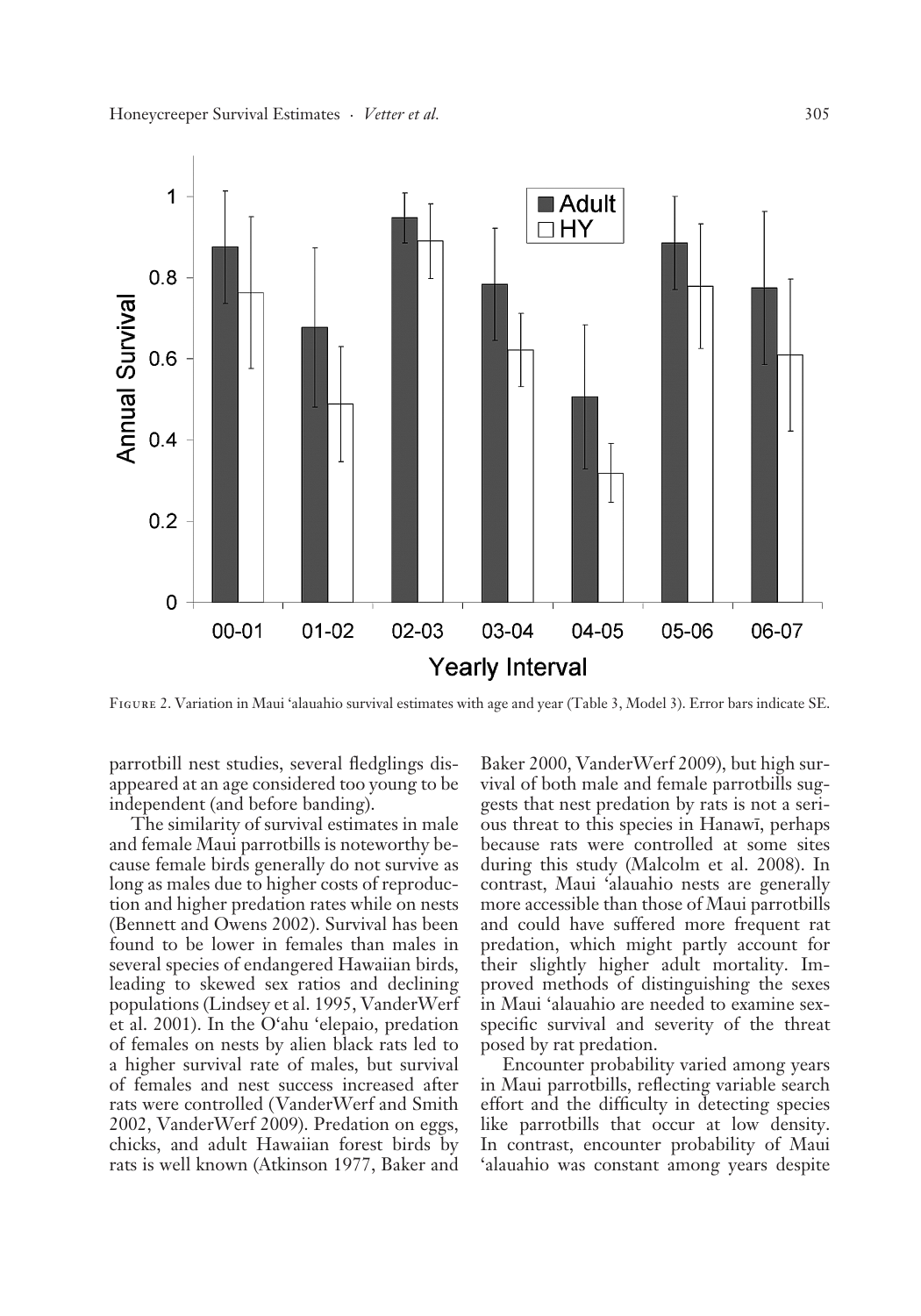FIGURE 2. Variation in Maui ʻalauahio survival estimates with age and year (Table 3, Model 3). Error bars indicate SE.

parrotbill nest studies, several fledglings disappeared at an age considered too young to be independent (and before banding).

The similarity of survival estimates in male and female Maui parrotbills is noteworthy because female birds generally do not survive as long as males due to higher costs of reproduction and higher predation rates while on nests (Bennett and Owens 2002). Survival has been found to be lower in females than males in several species of endangered Hawaiian birds, leading to skewed sex ratios and declining populations (Lindsey et al. 1995, VanderWerf et al. 2001). In the Oʻahu ʻelepaio, predation of females on nests by alien black rats led to a higher survival rate of males, but survival of females and nest success increased after rats were controlled (VanderWerf and Smith 2002, VanderWerf 2009). Predation on eggs, chicks, and adult Hawaiian forest birds by rats is well known (Atkinson 1977, Baker and Baker 2000, VanderWerf 2009), but high survival of both male and female parrotbills suggests that nest predation by rats is not a serious threat to this species in Hanawī, perhaps because rats were controlled at some sites during this study (Malcolm et al. 2008). In contrast, Maui ʻalauahio nests are generally more accessible than those of Maui parrotbills and could have suffered more frequent rat predation, which might partly account for their slightly higher adult mortality. Improved methods of distinguishing the sexes in Maui ʻalauahio are needed to examine sex-specific survival and severity of the threat posed by rat predation.

Encounter probability varied among years in Maui parrotbills, reflecting variable search effort and the difficulty in detecting species like parrotbills that occur at low density. In contrast, encounter probability of Maui ʻalauahio was constant among years despite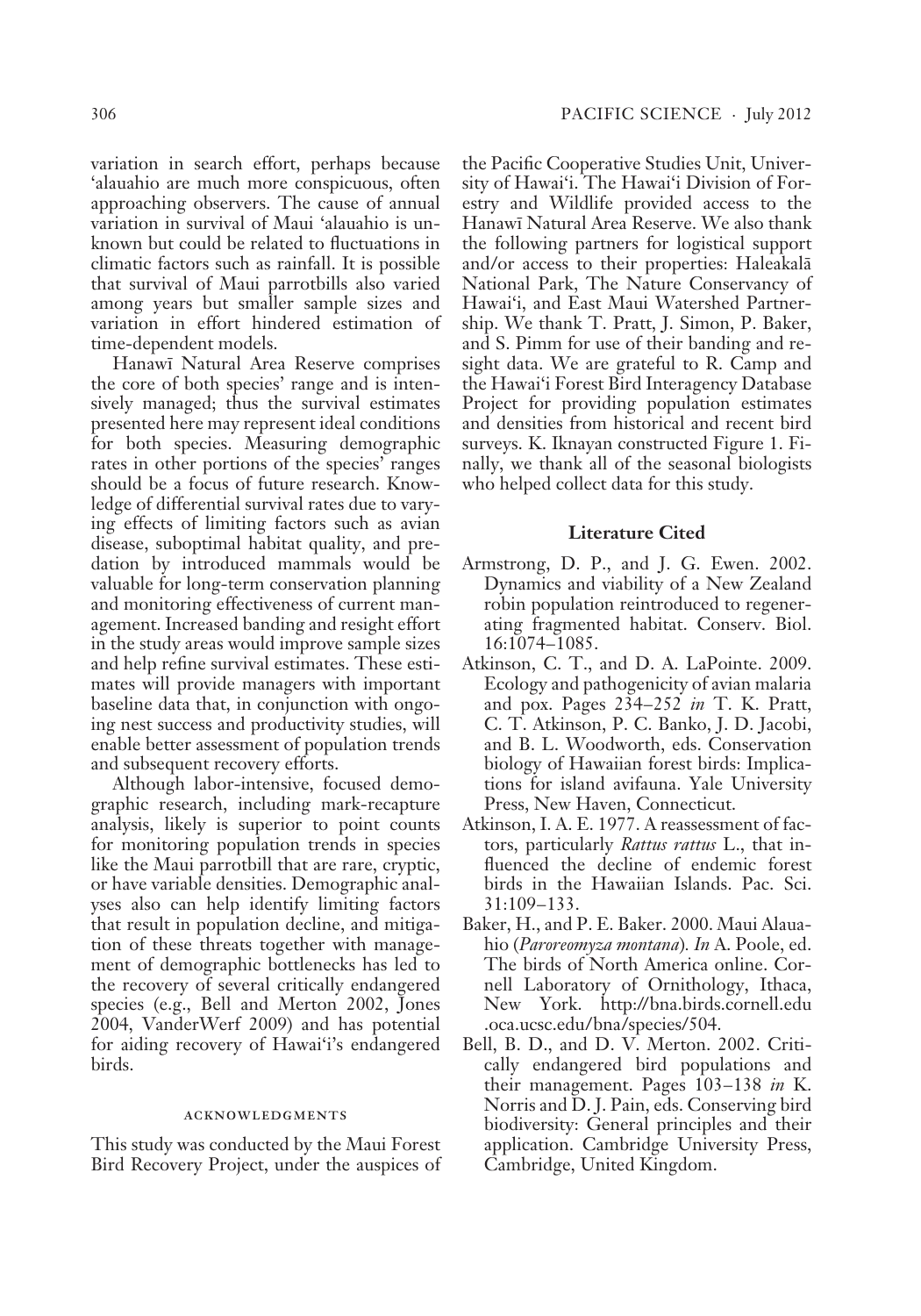variation in search effort, perhaps because 'alauahio are much more conspicuous, often approaching observers. The cause of annual variation in survival of Maui 'alauahio is unknown but could be related to fluctuations in climatic factors such as rainfall. It is possible that survival of Maui parrotbills also varied among years but smaller sample sizes and variation in effort hindered estimation of time-dependent models.

Hanawī Natural Area Reserve comprises the core of both species' range and is intensively managed; thus the survival estimates presented here may represent ideal conditions for both species. Measuring demographic rates in other portions of the species' ranges should be a focus of future research. Knowledge of differential survival rates due to varying effects of limiting factors such as avian disease, suboptimal habitat quality, and predation by introduced mammals would be valuable for long-term conservation planning and monitoring effectiveness of current management. Increased banding and resight effort in the study areas would improve sample sizes and help refine survival estimates. These estimates will provide managers with important baseline data that, in conjunction with ongoing nest success and productivity studies, will enable better assessment of population trends and subsequent recovery efforts.

Although labor-intensive, focused demographic research, including mark-recapture analysis, likely is superior to point counts for monitoring population trends in species like the Maui parrotbill that are rare, cryptic, or have variable densities. Demographic analyses also can help identify limiting factors that result in population decline, and mitigation of these threats together with management of demographic bottlenecks has led to the recovery of several critically endangered species (e.g., Bell and Merton 2002, Jones 2004, VanderWerf 2009) and has potential for aiding recovery of Hawai'i's endangered birds.

## ACKNOWLEDGMENTS

This study was conducted by the Maui Forest Bird Recovery Project, under the auspices of the Pacific Cooperative Studies Unit, University of Hawai'i. The Hawai'i Division of Forestry and Wildlife provided access to the Hanawī Natural Area Reserve. We also thank the following partners for logistical support and/or access to their properties: Haleakalā National Park, The Nature Conservancy of Hawai'i, and East Maui Watershed Partnership. We thank T. Pratt, J. Simon, P. Baker, and S. Pimm for use of their banding and resight data. We are grateful to R. Camp and the Hawai'i Forest Bird Interagency Database Project for providing population estimates and densities from historical and recent bird surveys. K. Iknayan constructed Figure 1. Finally, we thank all of the seasonal biologists who helped collect data for this study.

## Literature Cited

Armstrong, D. P., and J. G. Ewen. 2002. Dynamics and viability of a New Zealand robin population reintroduced to regenerating fragmented habitat. Conserv. Biol. 16:1074–1085.

Atkinson, C. T., and D. A. LaPointe. 2009. Ecology and pathogenicity of avian malaria and pox. Pages 234–252 *in* T. K. Pratt, C. T. Atkinson, P. C. Banko, J. D. Jacobi, and B. L. Woodworth, eds. Conservation biology of Hawaiian forest birds: Implications for island avifauna. Yale University Press, New Haven, Connecticut.

Atkinson, I. A. E. 1977. A reassessment of factors, particularly *Rattus rattus* L., that influenced the decline of endemic forest birds in the Hawaiian Islands. Pac. Sci. 31:109–133.

Baker, H., and P. E. Baker. 2000. Maui Alauahio (*Paroreomyza montana*). *In* A. Poole, ed. The birds of North America online. Cornell Laboratory of Ornithology, Ithaca, New York. http://bna.birds.cornell.edu.oca.ucsc.edu/bna/species/504.

Bell, B. D., and D. V. Merton. 2002. Critically endangered bird populations and their management. Pages 103–138 *in* K. Norris and D. J. Pain, eds. Conserving bird biodiversity: General principles and their application. Cambridge University Press, Cambridge, United Kingdom.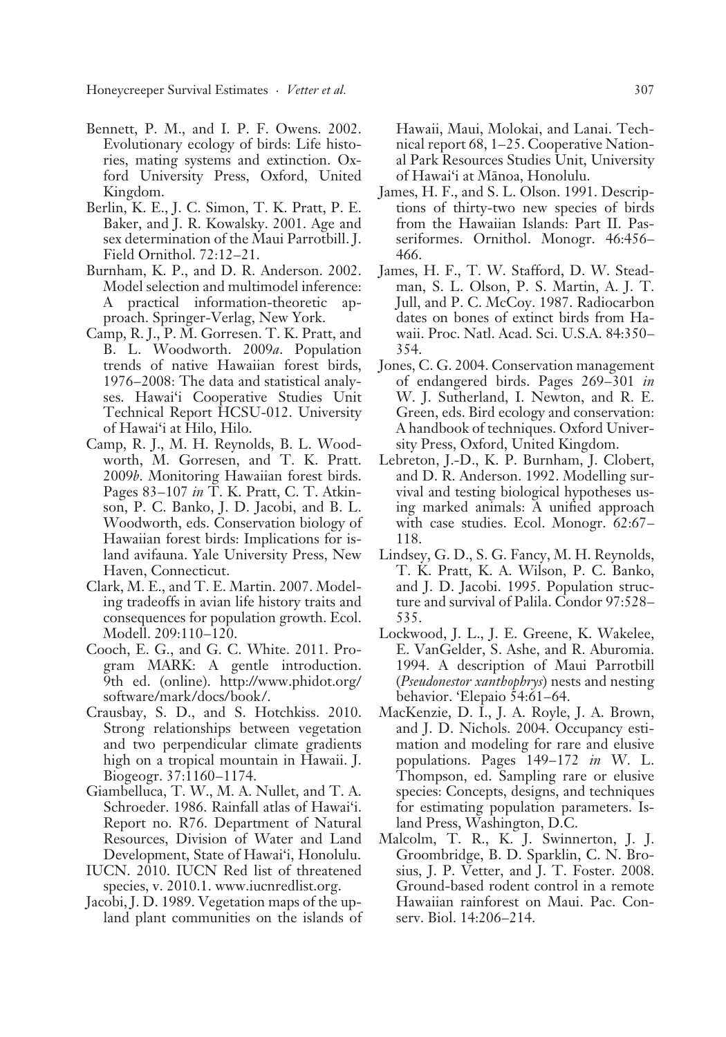Bennett, P. M., and I. P. F. Owens. 2002. Evolutionary ecology of birds: Life histories, mating systems and extinction. Oxford University Press, Oxford, United Kingdom.

Berlin, K. E., J. C. Simon, T. K. Pratt, P. E. Baker, and J. R. Kowalsky. 2001. Age and sex determination of the Maui Parrotbill. J. Field Ornithol. 72:12–21.

Burnham, K. P., and D. R. Anderson. 2002. Model selection and multimodel inference: A practical information-theoretic approach. Springer-Verlag, New York.

Camp, R. J., P. M. Gorresen. T. K. Pratt, and B. L. Woodworth. 2009*a*. Population trends of native Hawaiian forest birds, 1976–2008: The data and statistical analyses. Hawai'i Cooperative Studies Unit Technical Report HCSU-012. University of Hawai'i at Hilo, Hilo.

Camp, R. J., M. H. Reynolds, B. L. Woodworth, M. Gorresen, and T. K. Pratt. 2009*b*. Monitoring Hawaiian forest birds. Pages 83–107 *in* T. K. Pratt, C. T. Atkinson, P. C. Banko, J. D. Jacobi, and B. L. Woodworth, eds. Conservation biology of Hawaiian forest birds: Implications for island avifauna. Yale University Press, New Haven, Connecticut.

Clark, M. E., and T. E. Martin. 2007. Modeling tradeoffs in avian life history traits and consequences for population growth. Ecol. Modell. 209:110–120.

Cooch, E. G., and G. C. White. 2011. Program MARK: A gentle introduction. 9th ed. (online). http://www.phidot.org/software/mark/docs/book/.

Crausbay, S. D., and S. Hotchkiss. 2010. Strong relationships between vegetation and two perpendicular climate gradients high on a tropical mountain in Hawaii. J. Biogeogr. 37:1160–1174.

Giambelluca, T. W., M. A. Nullet, and T. A. Schroeder. 1986. Rainfall atlas of Hawai'i. Report no. R76. Department of Natural Resources, Division of Water and Land Development, State of Hawai'i, Honolulu.

IUCN. 2010. IUCN Red list of threatened species, v. 2010.1. www.iucnredlist.org.

Jacobi, J. D. 1989. Vegetation maps of the upland plant communities on the islands of Hawaii, Maui, Molokai, and Lanai. Technical report 68, 1–25. Cooperative National Park Resources Studies Unit, University of Hawai'i at Mānoa, Honolulu.

James, H. F., and S. L. Olson. 1991. Descriptions of thirty-two new species of birds from the Hawaiian Islands: Part II. Passeriformes. Ornithol. Monogr. 46:456–466.

James, H. F., T. W. Stafford, D. W. Steadman, S. L. Olson, P. S. Martin, A. J. T. Jull, and P. C. McCoy. 1987. Radiocarbon dates on bones of extinct birds from Hawaii. Proc. Natl. Acad. Sci. U.S.A. 84:350–354.

Jones, C. G. 2004. Conservation management of endangered birds. Pages 269–301 *in* W. J. Sutherland, I. Newton, and R. E. Green, eds. Bird ecology and conservation: A handbook of techniques. Oxford University Press, Oxford, United Kingdom.

Lebreton, J.-D., K. P. Burnham, J. Clobert, and D. R. Anderson. 1992. Modelling survival and testing biological hypotheses using marked animals: A unified approach with case studies. Ecol. Monogr. 62:67–118.

Lindsey, G. D., S. G. Fancy, M. H. Reynolds, T. K. Pratt, K. A. Wilson, P. C. Banko, and J. D. Jacobi. 1995. Population structure and survival of Palila. Condor 97:528–535.

Lockwood, J. L., J. E. Greene, K. Wakelee, E. VanGelder, S. Ashe, and R. Aburomia. 1994. A description of Maui Parrotbill (*Pseudonestor xanthophrys*) nests and nesting behavior. 'Elepaio 54:61–64.

MacKenzie, D. I., J. A. Royle, J. A. Brown, and J. D. Nichols. 2004. Occupancy estimation and modeling for rare and elusive populations. Pages 149–172 *in* W. L. Thompson, ed. Sampling rare or elusive species: Concepts, designs, and techniques for estimating population parameters. Island Press, Washington, D.C.

Malcolm, T. R., K. J. Swinnerton, J. J. Groombridge, B. D. Sparklin, C. N. Brosius, J. P. Vetter, and J. T. Foster. 2008. Ground-based rodent control in a remote Hawaiian rainforest on Maui. Pac. Conserv. Biol. 14:206–214.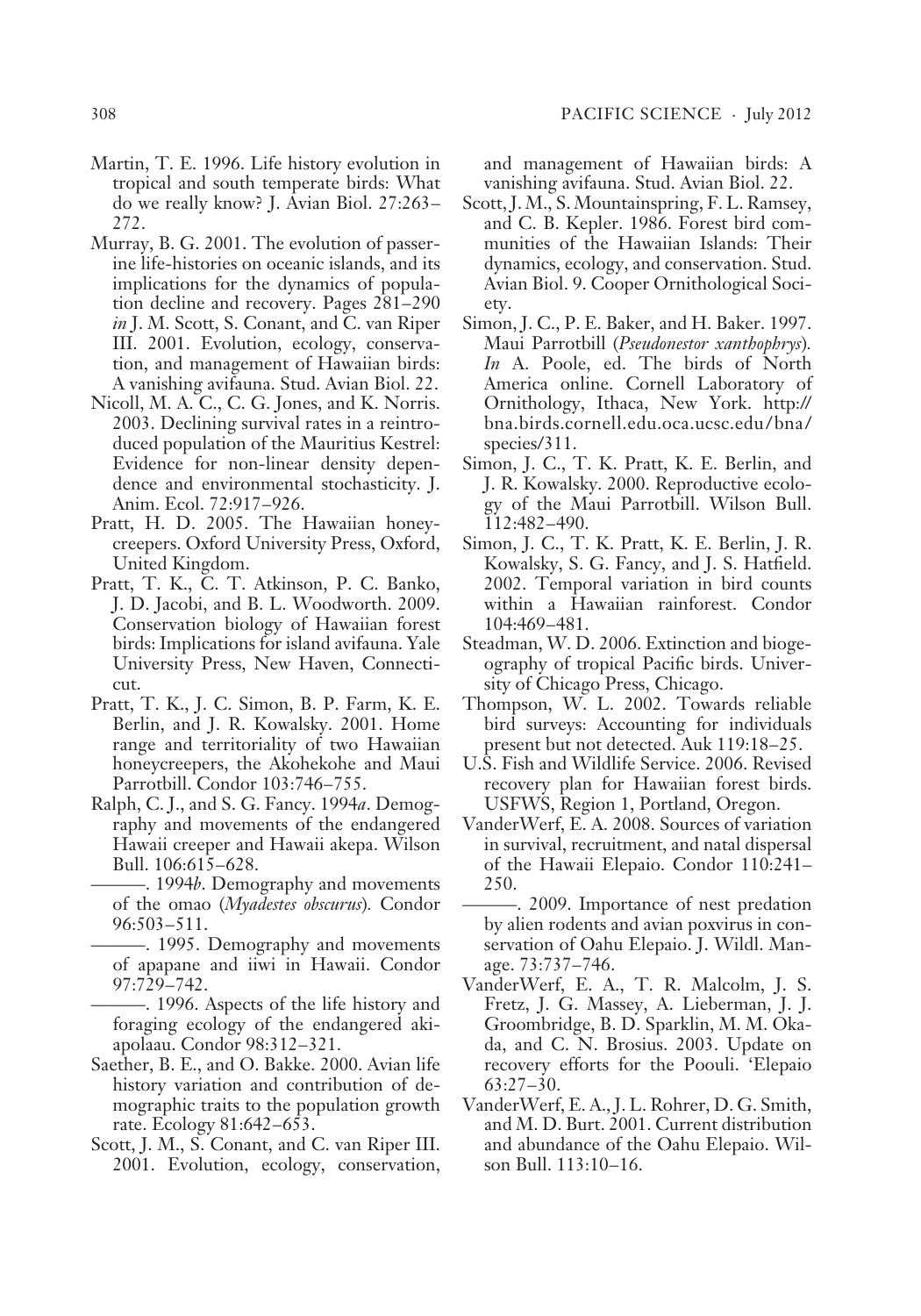Martin, T. E. 1996. Life history evolution in tropical and south temperate birds: What do we really know? J. Avian Biol. 27:263–272.

Murray, B. G. 2001. The evolution of passerine life-histories on oceanic islands, and its implications for the dynamics of population decline and recovery. Pages 281–290 *in* J. M. Scott, S. Conant, and C. van Riper III. 2001. Evolution, ecology, conservation, and management of Hawaiian birds: A vanishing avifauna. Stud. Avian Biol. 22.

Nicoll, M. A. C., C. G. Jones, and K. Norris. 2003. Declining survival rates in a reintroduced population of the Mauritius Kestrel: Evidence for non-linear density dependence and environmental stochasticity. J. Anim. Ecol. 72:917–926.

Pratt, H. D. 2005. The Hawaiian honeycreepers. Oxford University Press, Oxford, United Kingdom.

Pratt, T. K., C. T. Atkinson, P. C. Banko, J. D. Jacobi, and B. L. Woodworth. 2009. Conservation biology of Hawaiian forest birds: Implications for island avifauna. Yale University Press, New Haven, Connecticut.

Pratt, T. K., J. C. Simon, B. P. Farm, K. E. Berlin, and J. R. Kowalsky. 2001. Home range and territoriality of two Hawaiian honeycreepers, the Akohekohe and Maui Parrotbill. Condor 103:746–755.

Ralph, C. J., and S. G. Fancy. 1994*a*. Demography and movements of the endangered Hawaii creeper and Hawaii akepa. Wilson Bull. 106:615–628.

———. 1994*b*. Demography and movements of the omao (*Myadestes obscurus*). Condor 96:503–511.

———. 1995. Demography and movements of apapane and iiwi in Hawaii. Condor 97:729–742.

———. 1996. Aspects of the life history and foraging ecology of the endangered akiapolaau. Condor 98:312–321.

Saether, B. E., and O. Bakke. 2000. Avian life history variation and contribution of demographic traits to the population growth rate. Ecology 81:642–653.

Scott, J. M., S. Conant, and C. van Riper III. 2001. Evolution, ecology, conservation, and management of Hawaiian birds: A vanishing avifauna. Stud. Avian Biol. 22.

Scott, J. M., S. Mountainspring, F. L. Ramsey, and C. B. Kepler. 1986. Forest bird communities of the Hawaiian Islands: Their dynamics, ecology, and conservation. Stud. Avian Biol. 9. Cooper Ornithological Society.

Simon, J. C., P. E. Baker, and H. Baker. 1997. Maui Parrotbill (*Pseudonestor xanthophrys*). *In* A. Poole, ed. The birds of North America online. Cornell Laboratory of Ornithology, Ithaca, New York. http://bna.birds.cornell.edu.oca.ucsc.edu/bna/species/311.

Simon, J. C., T. K. Pratt, K. E. Berlin, and J. R. Kowalsky. 2000. Reproductive ecology of the Maui Parrotbill. Wilson Bull. 112:482–490.

Simon, J. C., T. K. Pratt, K. E. Berlin, J. R. Kowalsky, S. G. Fancy, and J. S. Hatfield. 2002. Temporal variation in bird counts within a Hawaiian rainforest. Condor 104:469–481.

Steadman, W. D. 2006. Extinction and biogeography of tropical Pacific birds. University of Chicago Press, Chicago.

Thompson, W. L. 2002. Towards reliable bird surveys: Accounting for individuals present but not detected. Auk 119:18–25.

U.S. Fish and Wildlife Service. 2006. Revised recovery plan for Hawaiian forest birds. USFWS, Region 1, Portland, Oregon.

VanderWerf, E. A. 2008. Sources of variation in survival, recruitment, and natal dispersal of the Hawaii Elepaio. Condor 110:241–250.

———. 2009. Importance of nest predation by alien rodents and avian poxvirus in conservation of Oahu Elepaio. J. Wildl. Manage. 73:737–746.

VanderWerf, E. A., T. R. Malcolm, J. S. Fretz, J. G. Massey, A. Lieberman, J. J. Groombridge, B. D. Sparklin, M. M. Okada, and C. N. Brosius. 2003. Update on recovery efforts for the Poouli. 'Elepaio 63:27–30.

VanderWerf, E. A., J. L. Rohrer, D. G. Smith, and M. D. Burt. 2001. Current distribution and abundance of the Oahu Elepaio. Wilson Bull. 113:10–16.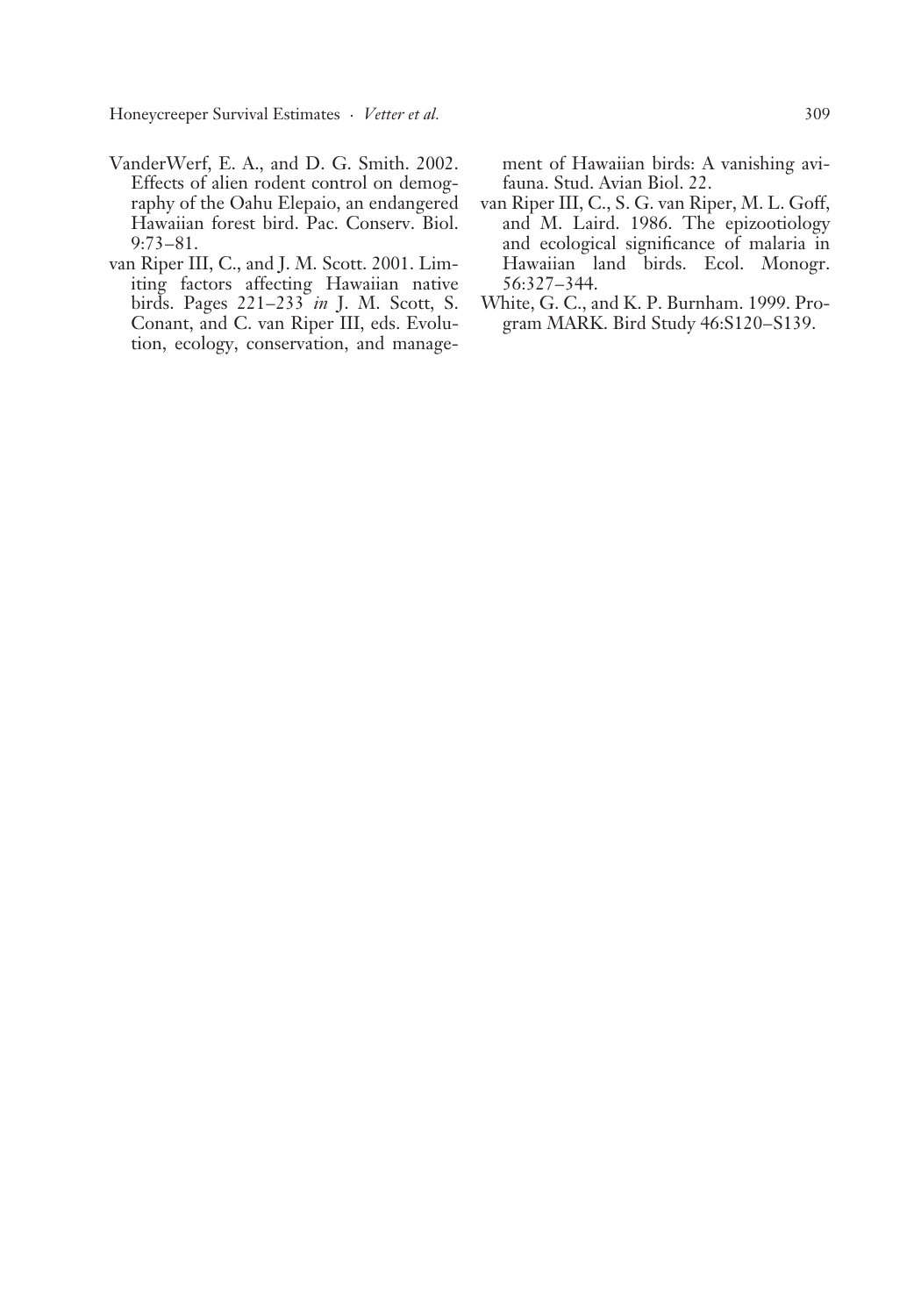VanderWerf, E. A., and D. G. Smith. 2002. Effects of alien rodent control on demography of the Oahu Elepaio, an endangered Hawaiian forest bird. Pac. Conserv. Biol. 9:73–81.

van Riper III, C., and J. M. Scott. 2001. Limiting factors affecting Hawaiian native birds. Pages 221–233 *in* J. M. Scott, S. Conant, and C. van Riper III, eds. Evolution, ecology, conservation, and management of Hawaiian birds: A vanishing avifauna. Stud. Avian Biol. 22.

van Riper III, C., S. G. van Riper, M. L. Goff, and M. Laird. 1986. The epizootiology and ecological significance of malaria in Hawaiian land birds. Ecol. Monogr. 56:327–344.

White, G. C., and K. P. Burnham. 1999. Program MARK. Bird Study 46:S120–S139.